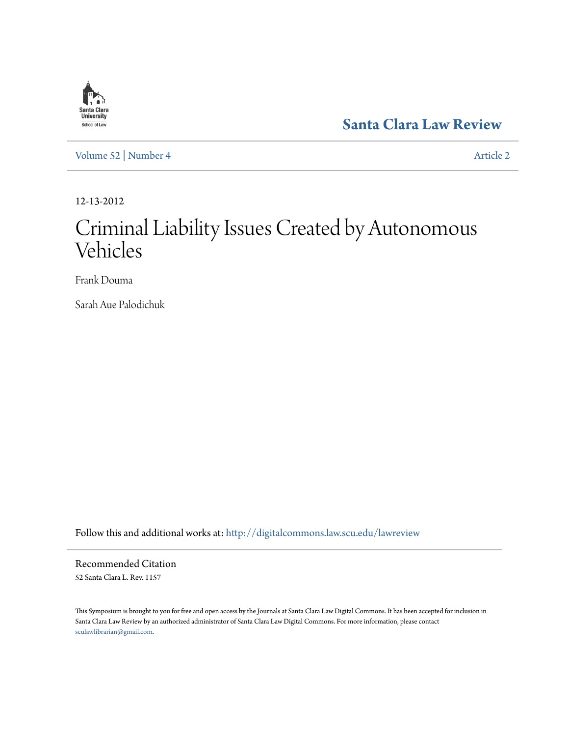Santa Clara University School of Law

# Santa Clara Law Review

Volume 52 | Number 4

Article 2

12-13-2012

# Criminal Liability Issues Created by Autonomous Vehicles

Frank Douma

Sarah Aue Palodichuk

Follow this and additional works at: http://digitalcommons.law.scu.edu/lawreview

## Recommended Citation

52 Santa Clara L. Rev. 1157

This Symposium is brought to you for free and open access by the Journals at Santa Clara Law Digital Commons. It has been accepted for inclusion in Santa Clara Law Review by an authorized administrator of Santa Clara Law Digital Commons. For more information, please contact sculawlibrarian@gmail.com.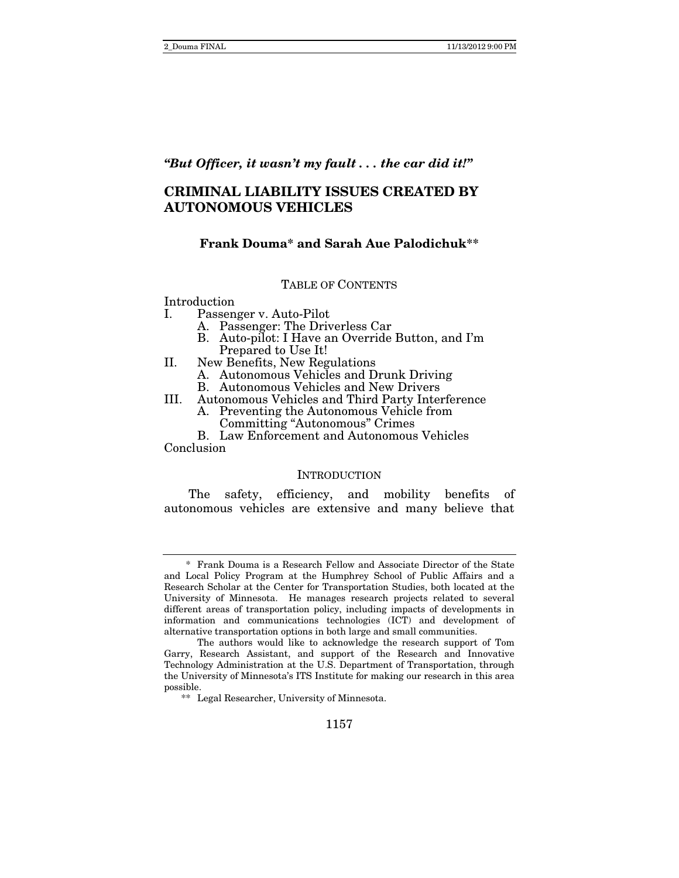*"But Officer, it wasn't my fault . . . the car did it!"*

# CRIMINAL LIABILITY ISSUES CREATED BY AUTONOMOUS VEHICLES

**Frank Douma\* and Sarah Aue Palodichuk\*\***

TABLE OF CONTENTS

Introduction
- I. Passenger v. Auto-Pilot
  - A. Passenger: The Driverless Car
  - B. Auto-pilot: I Have an Override Button, and I'm Prepared to Use It!
- II. New Benefits, New Regulations
  - A. Autonomous Vehicles and Drunk Driving
  - B. Autonomous Vehicles and New Drivers
- III. Autonomous Vehicles and Third Party Interference
  - A. Preventing the Autonomous Vehicle from Committing "Autonomous" Crimes
  - B. Law Enforcement and Autonomous Vehicles

Conclusion

## INTRODUCTION

The safety, efficiency, and mobility benefits of autonomous vehicles are extensive and many believe that

---

\* Frank Douma is a Research Fellow and Associate Director of the State and Local Policy Program at the Humphrey School of Public Affairs and a Research Scholar at the Center for Transportation Studies, both located at the University of Minnesota. He manages research projects related to several different areas of transportation policy, including impacts of developments in information and communications technologies (ICT) and development of alternative transportation options in both large and small communities.

The authors would like to acknowledge the research support of Tom Garry, Research Assistant, and support of the Research and Innovative Technology Administration at the U.S. Department of Transportation, through the University of Minnesota's ITS Institute for making our research in this area possible.

\*\* Legal Researcher, University of Minnesota.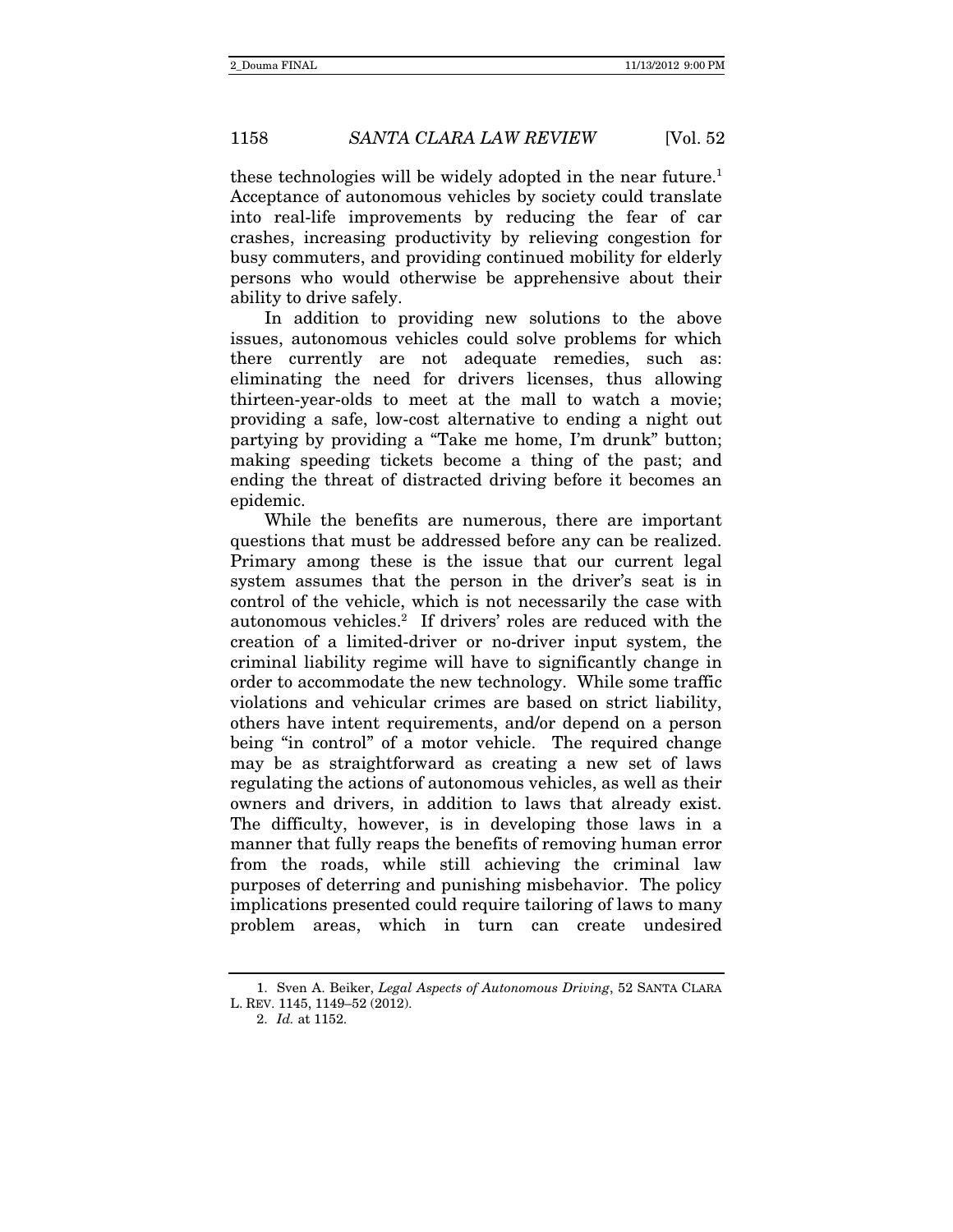these technologies will be widely adopted in the near future.[1] Acceptance of autonomous vehicles by society could translate into real-life improvements by reducing the fear of car crashes, increasing productivity by relieving congestion for busy commuters, and providing continued mobility for elderly persons who would otherwise be apprehensive about their ability to drive safely.

In addition to providing new solutions to the above issues, autonomous vehicles could solve problems for which there currently are not adequate remedies, such as: eliminating the need for drivers licenses, thus allowing thirteen-year-olds to meet at the mall to watch a movie; providing a safe, low-cost alternative to ending a night out partying by providing a "Take me home, I'm drunk" button; making speeding tickets become a thing of the past; and ending the threat of distracted driving before it becomes an epidemic.

While the benefits are numerous, there are important questions that must be addressed before any can be realized. Primary among these is the issue that our current legal system assumes that the person in the driver's seat is in control of the vehicle, which is not necessarily the case with autonomous vehicles.[2] If drivers' roles are reduced with the creation of a limited-driver or no-driver input system, the criminal liability regime will have to significantly change in order to accommodate the new technology. While some traffic violations and vehicular crimes are based on strict liability, others have intent requirements, and/or depend on a person being "in control" of a motor vehicle. The required change may be as straightforward as creating a new set of laws regulating the actions of autonomous vehicles, as well as their owners and drivers, in addition to laws that already exist. The difficulty, however, is in developing those laws in a manner that fully reaps the benefits of removing human error from the roads, while still achieving the criminal law purposes of deterring and punishing misbehavior. The policy implications presented could require tailoring of laws to many problem areas, which in turn can create undesired

1. Sven A. Beiker, *Legal Aspects of Autonomous Driving*, 52 SANTA CLARA L. REV. 1145, 1149–52 (2012).

2. *Id.* at 1152.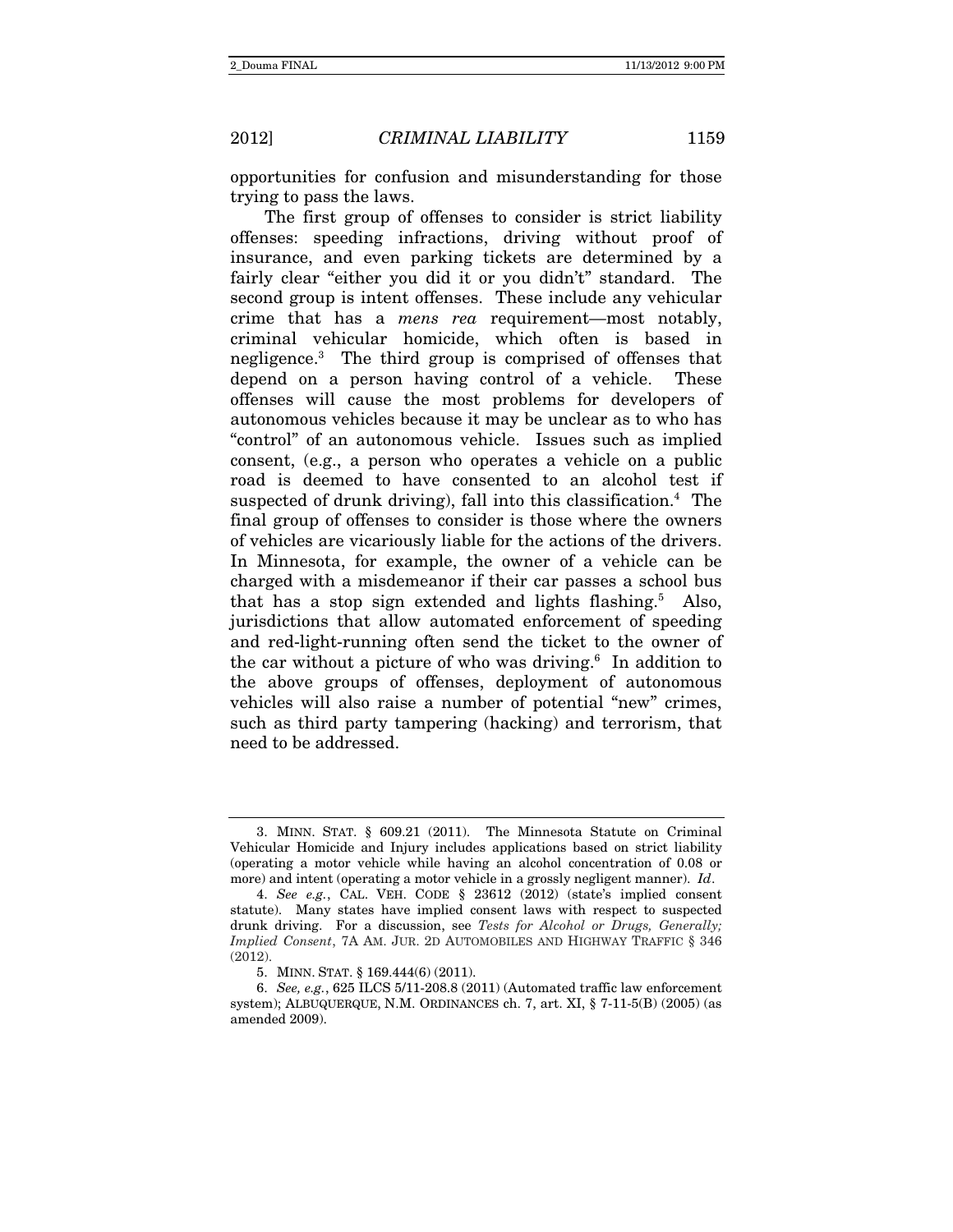opportunities for confusion and misunderstanding for those trying to pass the laws.

The first group of offenses to consider is strict liability offenses: speeding infractions, driving without proof of insurance, and even parking tickets are determined by a fairly clear "either you did it or you didn't" standard. The second group is intent offenses. These include any vehicular crime that has a *mens rea* requirement—most notably, criminal vehicular homicide, which often is based in negligence.[3] The third group is comprised of offenses that depend on a person having control of a vehicle. These offenses will cause the most problems for developers of autonomous vehicles because it may be unclear as to who has "control" of an autonomous vehicle. Issues such as implied consent, (e.g., a person who operates a vehicle on a public road is deemed to have consented to an alcohol test if suspected of drunk driving), fall into this classification.[4] The final group of offenses to consider is those where the owners of vehicles are vicariously liable for the actions of the drivers. In Minnesota, for example, the owner of a vehicle can be charged with a misdemeanor if their car passes a school bus that has a stop sign extended and lights flashing.[5] Also, jurisdictions that allow automated enforcement of speeding and red-light-running often send the ticket to the owner of the car without a picture of who was driving.[6] In addition to the above groups of offenses, deployment of autonomous vehicles will also raise a number of potential "new" crimes, such as third party tampering (hacking) and terrorism, that need to be addressed.

---

3. MINN. STAT. § 609.21 (2011). The Minnesota Statute on Criminal Vehicular Homicide and Injury includes applications based on strict liability (operating a motor vehicle while having an alcohol concentration of 0.08 or more) and intent (operating a motor vehicle in a grossly negligent manner). *Id*.

4. *See e.g.*, CAL. VEH. CODE § 23612 (2012) (state's implied consent statute). Many states have implied consent laws with respect to suspected drunk driving. For a discussion, see *Tests for Alcohol or Drugs, Generally; Implied Consent*, 7A AM. JUR. 2D AUTOMOBILES AND HIGHWAY TRAFFIC § 346 (2012).

5. MINN. STAT. § 169.444(6) (2011).

6. *See, e.g.*, 625 ILCS 5/11-208.8 (2011) (Automated traffic law enforcement system); ALBUQUERQUE, N.M. ORDINANCES ch. 7, art. XI, § 7-11-5(B) (2005) (as amended 2009).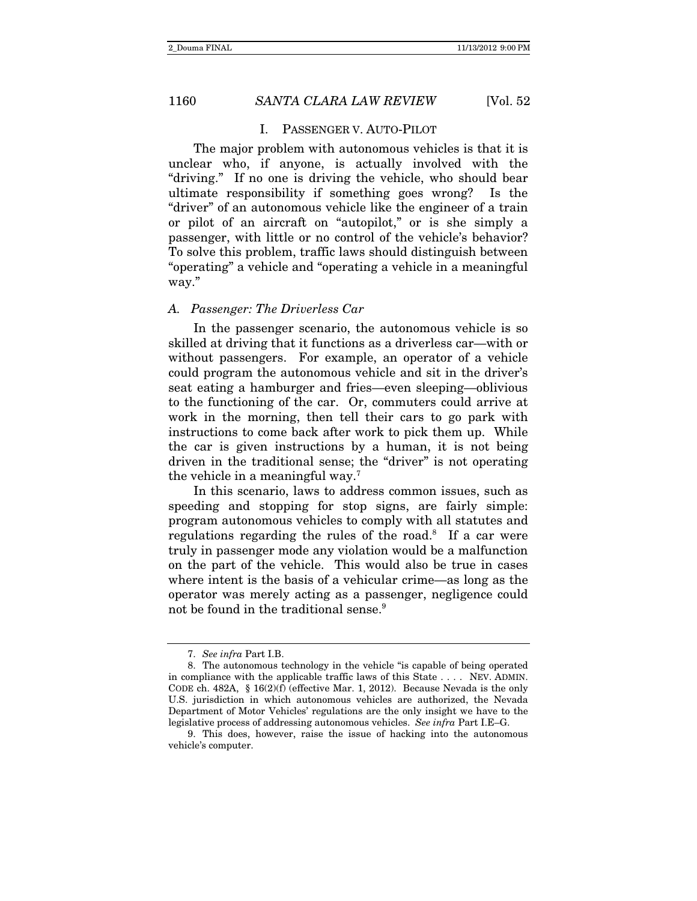## I. PASSENGER V. AUTO-PILOT

The major problem with autonomous vehicles is that it is unclear who, if anyone, is actually involved with the "driving." If no one is driving the vehicle, who should bear ultimate responsibility if something goes wrong? Is the "driver" of an autonomous vehicle like the engineer of a train or pilot of an aircraft on "autopilot," or is she simply a passenger, with little or no control of the vehicle's behavior? To solve this problem, traffic laws should distinguish between "operating" a vehicle and "operating a vehicle in a meaningful way."

### *A. Passenger: The Driverless Car*

In the passenger scenario, the autonomous vehicle is so skilled at driving that it functions as a driverless car—with or without passengers. For example, an operator of a vehicle could program the autonomous vehicle and sit in the driver's seat eating a hamburger and fries—even sleeping—oblivious to the functioning of the car. Or, commuters could arrive at work in the morning, then tell their cars to go park with instructions to come back after work to pick them up. While the car is given instructions by a human, it is not being driven in the traditional sense; the "driver" is not operating the vehicle in a meaningful way.[7]

In this scenario, laws to address common issues, such as speeding and stopping for stop signs, are fairly simple: program autonomous vehicles to comply with all statutes and regulations regarding the rules of the road.[8] If a car were truly in passenger mode any violation would be a malfunction on the part of the vehicle. This would also be true in cases where intent is the basis of a vehicular crime—as long as the operator was merely acting as a passenger, negligence could not be found in the traditional sense.[9]

---

7. *See infra* Part I.B.

8. The autonomous technology in the vehicle "is capable of being operated in compliance with the applicable traffic laws of this State . . . . NEV. ADMIN. CODE ch. 482A, § 16(2)(f) (effective Mar. 1, 2012). Because Nevada is the only U.S. jurisdiction in which autonomous vehicles are authorized, the Nevada Department of Motor Vehicles' regulations are the only insight we have to the legislative process of addressing autonomous vehicles. *See infra* Part I.E–G.

9. This does, however, raise the issue of hacking into the autonomous vehicle's computer.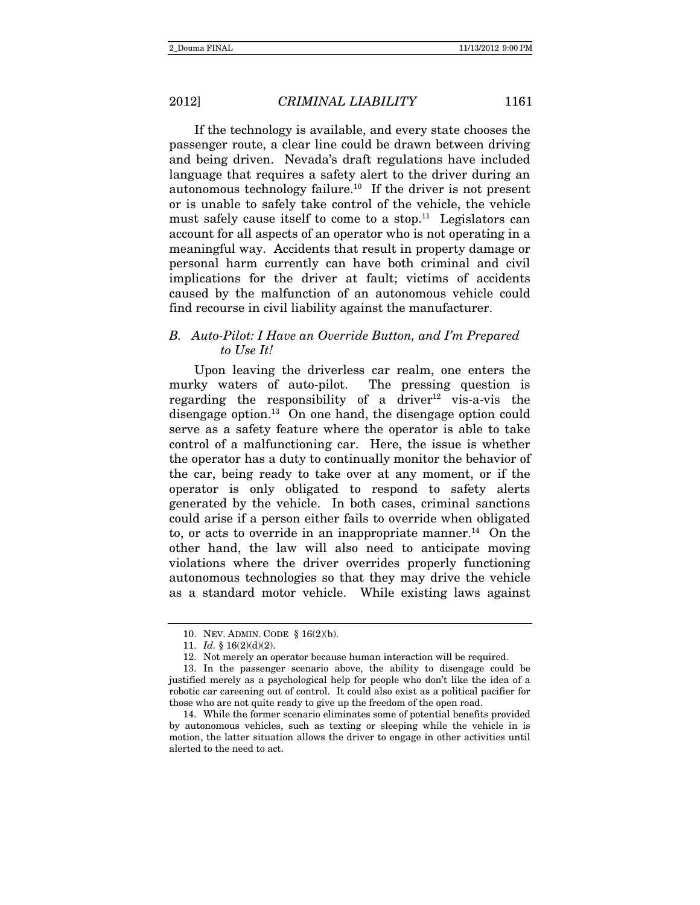If the technology is available, and every state chooses the passenger route, a clear line could be drawn between driving and being driven. Nevada's draft regulations have included language that requires a safety alert to the driver during an autonomous technology failure.[10] If the driver is not present or is unable to safely take control of the vehicle, the vehicle must safely cause itself to come to a stop.[11] Legislators can account for all aspects of an operator who is not operating in a meaningful way. Accidents that result in property damage or personal harm currently can have both criminal and civil implications for the driver at fault; victims of accidents caused by the malfunction of an autonomous vehicle could find recourse in civil liability against the manufacturer.

### *B. Auto-Pilot: I Have an Override Button, and I'm Prepared to Use It!*

Upon leaving the driverless car realm, one enters the murky waters of auto-pilot. The pressing question is regarding the responsibility of a driver[12] vis-a-vis the disengage option.[13] On one hand, the disengage option could serve as a safety feature where the operator is able to take control of a malfunctioning car. Here, the issue is whether the operator has a duty to continually monitor the behavior of the car, being ready to take over at any moment, or if the operator is only obligated to respond to safety alerts generated by the vehicle. In both cases, criminal sanctions could arise if a person either fails to override when obligated to, or acts to override in an inappropriate manner.[14] On the other hand, the law will also need to anticipate moving violations where the driver overrides properly functioning autonomous technologies so that they may drive the vehicle as a standard motor vehicle. While existing laws against

---

10. NEV. ADMIN. CODE § 16(2)(b).

11. *Id.* § 16(2)(d)(2).

12. Not merely an operator because human interaction will be required.

13. In the passenger scenario above, the ability to disengage could be justified merely as a psychological help for people who don't like the idea of a robotic car careening out of control. It could also exist as a political pacifier for those who are not quite ready to give up the freedom of the open road.

14. While the former scenario eliminates some of potential benefits provided by autonomous vehicles, such as texting or sleeping while the vehicle in is motion, the latter situation allows the driver to engage in other activities until alerted to the need to act.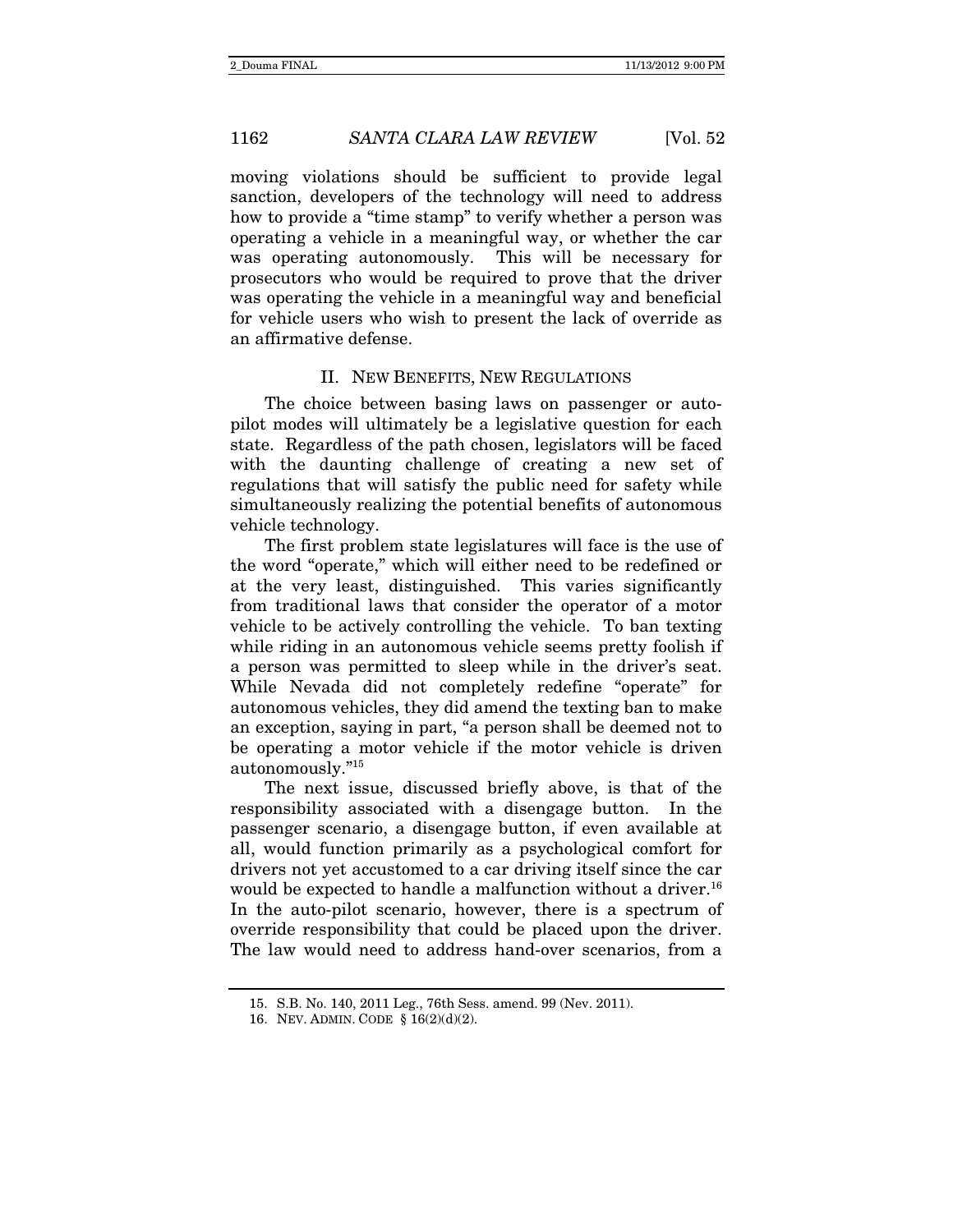moving violations should be sufficient to provide legal sanction, developers of the technology will need to address how to provide a "time stamp" to verify whether a person was operating a vehicle in a meaningful way, or whether the car was operating autonomously. This will be necessary for prosecutors who would be required to prove that the driver was operating the vehicle in a meaningful way and beneficial for vehicle users who wish to present the lack of override as an affirmative defense.

## II. NEW BENEFITS, NEW REGULATIONS

The choice between basing laws on passenger or auto-pilot modes will ultimately be a legislative question for each state. Regardless of the path chosen, legislators will be faced with the daunting challenge of creating a new set of regulations that will satisfy the public need for safety while simultaneously realizing the potential benefits of autonomous vehicle technology.

The first problem state legislatures will face is the use of the word "operate," which will either need to be redefined or at the very least, distinguished. This varies significantly from traditional laws that consider the operator of a motor vehicle to be actively controlling the vehicle. To ban texting while riding in an autonomous vehicle seems pretty foolish if a person was permitted to sleep while in the driver's seat. While Nevada did not completely redefine "operate" for autonomous vehicles, they did amend the texting ban to make an exception, saying in part, "a person shall be deemed not to be operating a motor vehicle if the motor vehicle is driven autonomously."[15]

The next issue, discussed briefly above, is that of the responsibility associated with a disengage button. In the passenger scenario, a disengage button, if even available at all, would function primarily as a psychological comfort for drivers not yet accustomed to a car driving itself since the car would be expected to handle a malfunction without a driver.[16] In the auto-pilot scenario, however, there is a spectrum of override responsibility that could be placed upon the driver. The law would need to address hand-over scenarios, from a

15. S.B. No. 140, 2011 Leg., 76th Sess. amend. 99 (Nev. 2011).

16. NEV. ADMIN. CODE § 16(2)(d)(2).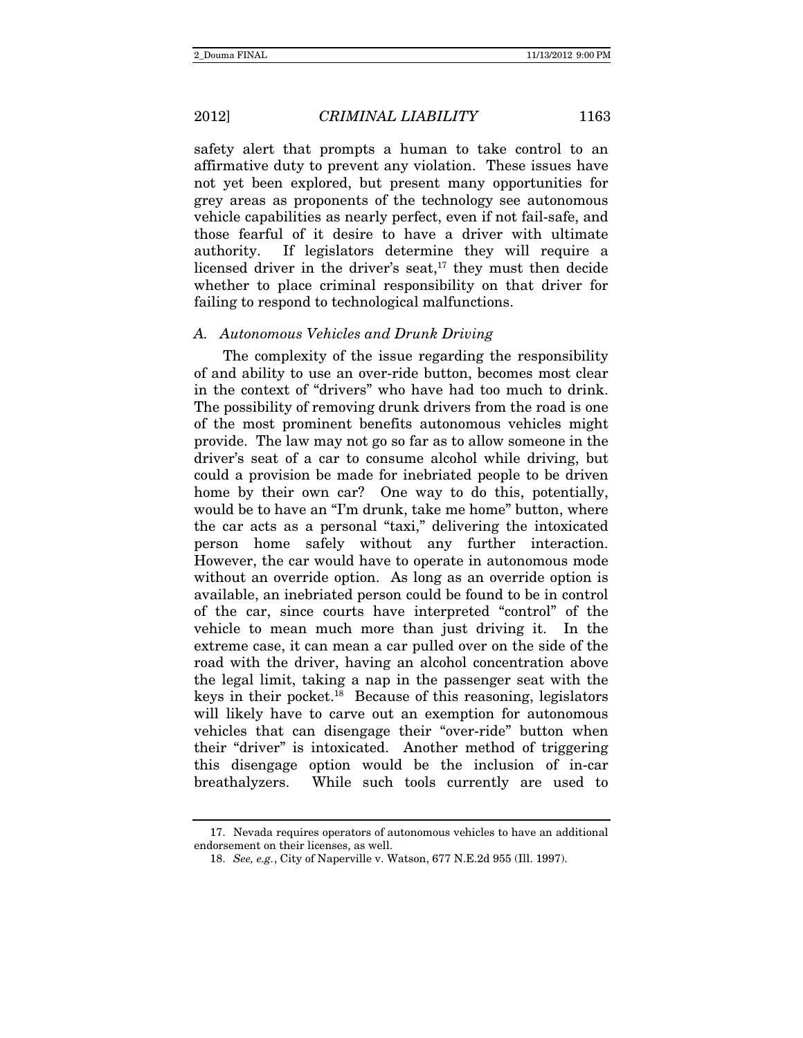safety alert that prompts a human to take control to an affirmative duty to prevent any violation. These issues have not yet been explored, but present many opportunities for grey areas as proponents of the technology see autonomous vehicle capabilities as nearly perfect, even if not fail-safe, and those fearful of it desire to have a driver with ultimate authority. If legislators determine they will require a licensed driver in the driver's seat,[17] they must then decide whether to place criminal responsibility on that driver for failing to respond to technological malfunctions.

### *A. Autonomous Vehicles and Drunk Driving*

The complexity of the issue regarding the responsibility of and ability to use an over-ride button, becomes most clear in the context of "drivers" who have had too much to drink. The possibility of removing drunk drivers from the road is one of the most prominent benefits autonomous vehicles might provide. The law may not go so far as to allow someone in the driver's seat of a car to consume alcohol while driving, but could a provision be made for inebriated people to be driven home by their own car? One way to do this, potentially, would be to have an "I'm drunk, take me home" button, where the car acts as a personal "taxi," delivering the intoxicated person home safely without any further interaction. However, the car would have to operate in autonomous mode without an override option. As long as an override option is available, an inebriated person could be found to be in control of the car, since courts have interpreted "control" of the vehicle to mean much more than just driving it. In the extreme case, it can mean a car pulled over on the side of the road with the driver, having an alcohol concentration above the legal limit, taking a nap in the passenger seat with the keys in their pocket.[18] Because of this reasoning, legislators will likely have to carve out an exemption for autonomous vehicles that can disengage their "over-ride" button when their "driver" is intoxicated. Another method of triggering this disengage option would be the inclusion of in-car breathalyzers. While such tools currently are used to

---

17. Nevada requires operators of autonomous vehicles to have an additional endorsement on their licenses, as well.

18. *See, e.g.*, City of Naperville v. Watson, 677 N.E.2d 955 (Ill. 1997).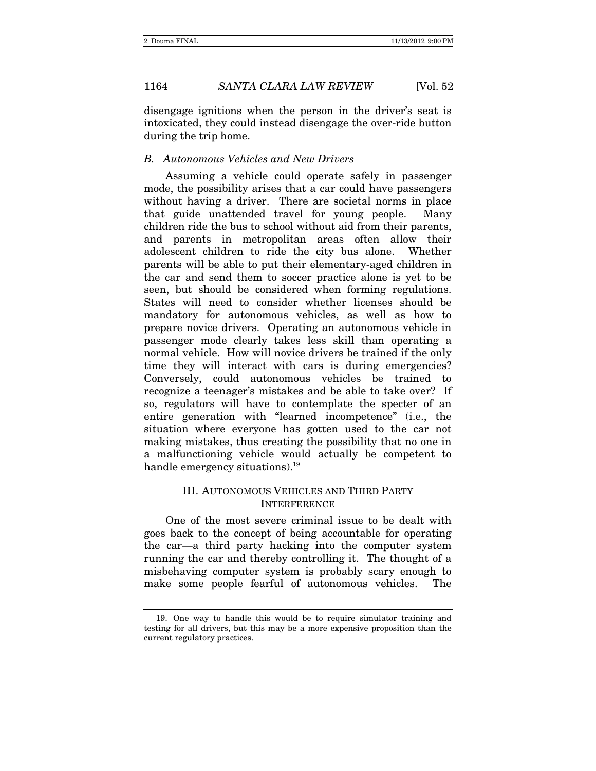disengage ignitions when the person in the driver's seat is intoxicated, they could instead disengage the over-ride button during the trip home.

### *B. Autonomous Vehicles and New Drivers*

Assuming a vehicle could operate safely in passenger mode, the possibility arises that a car could have passengers without having a driver. There are societal norms in place that guide unattended travel for young people. Many children ride the bus to school without aid from their parents, and parents in metropolitan areas often allow their adolescent children to ride the city bus alone. Whether parents will be able to put their elementary-aged children in the car and send them to soccer practice alone is yet to be seen, but should be considered when forming regulations. States will need to consider whether licenses should be mandatory for autonomous vehicles, as well as how to prepare novice drivers. Operating an autonomous vehicle in passenger mode clearly takes less skill than operating a normal vehicle. How will novice drivers be trained if the only time they will interact with cars is during emergencies? Conversely, could autonomous vehicles be trained to recognize a teenager's mistakes and be able to take over? If so, regulators will have to contemplate the specter of an entire generation with "learned incompetence" (i.e., the situation where everyone has gotten used to the car not making mistakes, thus creating the possibility that no one in a malfunctioning vehicle would actually be competent to handle emergency situations).[19]

## III. AUTONOMOUS VEHICLES AND THIRD PARTY INTERFERENCE

One of the most severe criminal issue to be dealt with goes back to the concept of being accountable for operating the car—a third party hacking into the computer system running the car and thereby controlling it. The thought of a misbehaving computer system is probably scary enough to make some people fearful of autonomous vehicles. The

---

19. One way to handle this would be to require simulator training and testing for all drivers, but this may be a more expensive proposition than the current regulatory practices.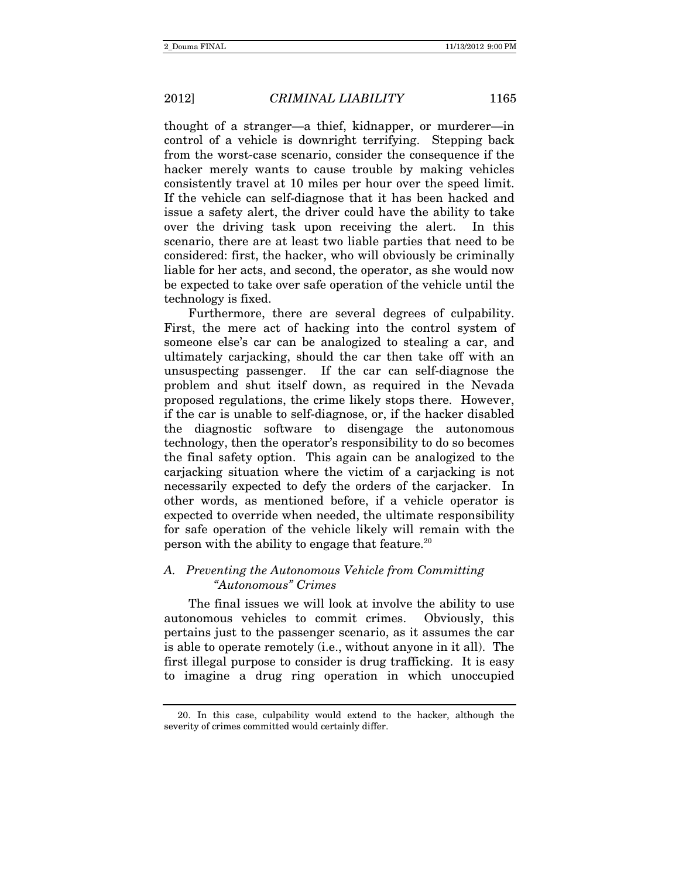thought of a stranger—a thief, kidnapper, or murderer—in control of a vehicle is downright terrifying. Stepping back from the worst-case scenario, consider the consequence if the hacker merely wants to cause trouble by making vehicles consistently travel at 10 miles per hour over the speed limit. If the vehicle can self-diagnose that it has been hacked and issue a safety alert, the driver could have the ability to take over the driving task upon receiving the alert. In this scenario, there are at least two liable parties that need to be considered: first, the hacker, who will obviously be criminally liable for her acts, and second, the operator, as she would now be expected to take over safe operation of the vehicle until the technology is fixed.

Furthermore, there are several degrees of culpability. First, the mere act of hacking into the control system of someone else's car can be analogized to stealing a car, and ultimately carjacking, should the car then take off with an unsuspecting passenger. If the car can self-diagnose the problem and shut itself down, as required in the Nevada proposed regulations, the crime likely stops there. However, if the car is unable to self-diagnose, or, if the hacker disabled the diagnostic software to disengage the autonomous technology, then the operator's responsibility to do so becomes the final safety option. This again can be analogized to the carjacking situation where the victim of a carjacking is not necessarily expected to defy the orders of the carjacker. In other words, as mentioned before, if a vehicle operator is expected to override when needed, the ultimate responsibility for safe operation of the vehicle likely will remain with the person with the ability to engage that feature.[20]

### A. *Preventing the Autonomous Vehicle from Committing "Autonomous" Crimes*

The final issues we will look at involve the ability to use autonomous vehicles to commit crimes. Obviously, this pertains just to the passenger scenario, as it assumes the car is able to operate remotely (i.e., without anyone in it all). The first illegal purpose to consider is drug trafficking. It is easy to imagine a drug ring operation in which unoccupied

---

20. In this case, culpability would extend to the hacker, although the severity of crimes committed would certainly differ.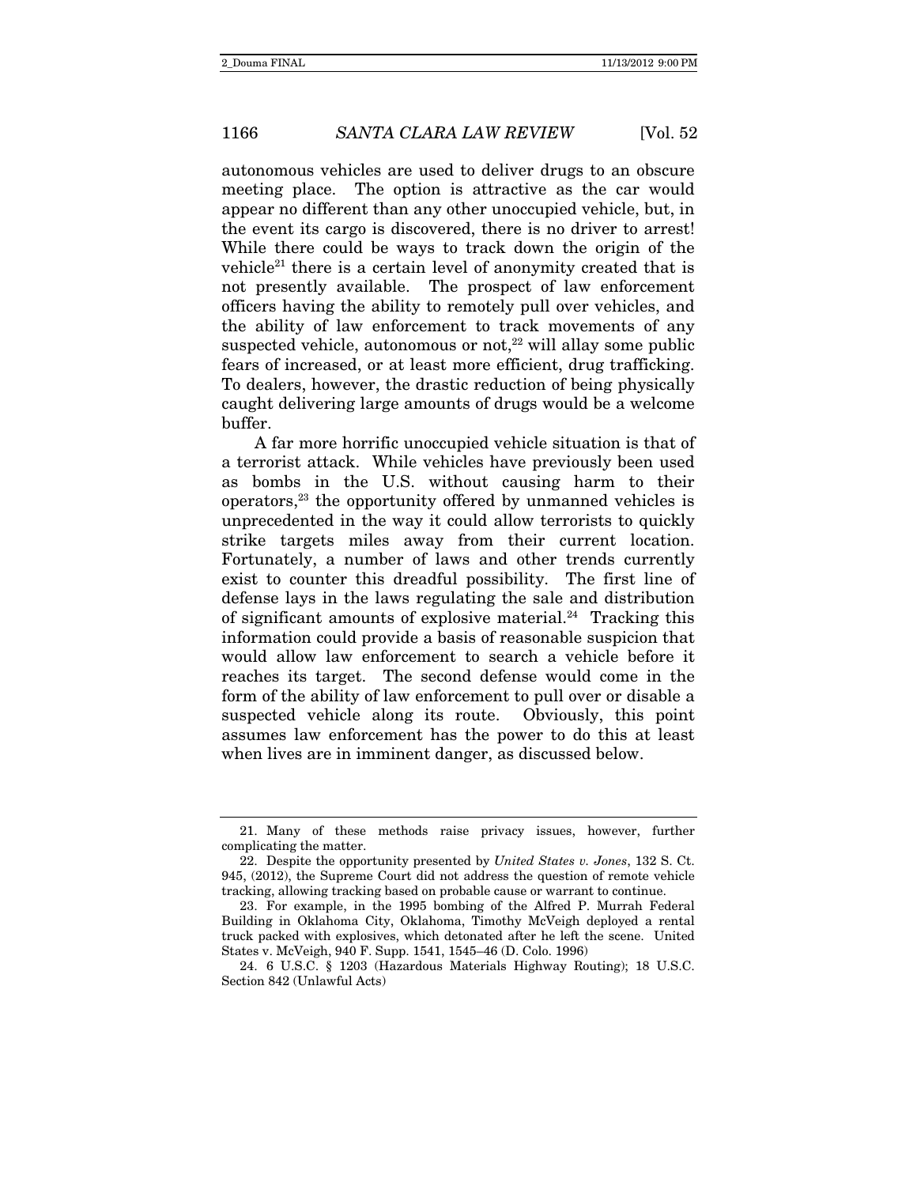autonomous vehicles are used to deliver drugs to an obscure meeting place. The option is attractive as the car would appear no different than any other unoccupied vehicle, but, in the event its cargo is discovered, there is no driver to arrest! While there could be ways to track down the origin of the vehicle[21] there is a certain level of anonymity created that is not presently available. The prospect of law enforcement officers having the ability to remotely pull over vehicles, and the ability of law enforcement to track movements of any suspected vehicle, autonomous or not,[22] will allay some public fears of increased, or at least more efficient, drug trafficking. To dealers, however, the drastic reduction of being physically caught delivering large amounts of drugs would be a welcome buffer.

A far more horrific unoccupied vehicle situation is that of a terrorist attack. While vehicles have previously been used as bombs in the U.S. without causing harm to their operators,[23] the opportunity offered by unmanned vehicles is unprecedented in the way it could allow terrorists to quickly strike targets miles away from their current location. Fortunately, a number of laws and other trends currently exist to counter this dreadful possibility. The first line of defense lays in the laws regulating the sale and distribution of significant amounts of explosive material.[24] Tracking this information could provide a basis of reasonable suspicion that would allow law enforcement to search a vehicle before it reaches its target. The second defense would come in the form of the ability of law enforcement to pull over or disable a suspected vehicle along its route. Obviously, this point assumes law enforcement has the power to do this at least when lives are in imminent danger, as discussed below.

---

21. Many of these methods raise privacy issues, however, further complicating the matter.

22. Despite the opportunity presented by *United States v. Jones*, 132 S. Ct. 945, (2012), the Supreme Court did not address the question of remote vehicle tracking, allowing tracking based on probable cause or warrant to continue.

23. For example, in the 1995 bombing of the Alfred P. Murrah Federal Building in Oklahoma City, Oklahoma, Timothy McVeigh deployed a rental truck packed with explosives, which detonated after he left the scene. United States v. McVeigh, 940 F. Supp. 1541, 1545–46 (D. Colo. 1996)

24. 6 U.S.C. § 1203 (Hazardous Materials Highway Routing); 18 U.S.C. Section 842 (Unlawful Acts)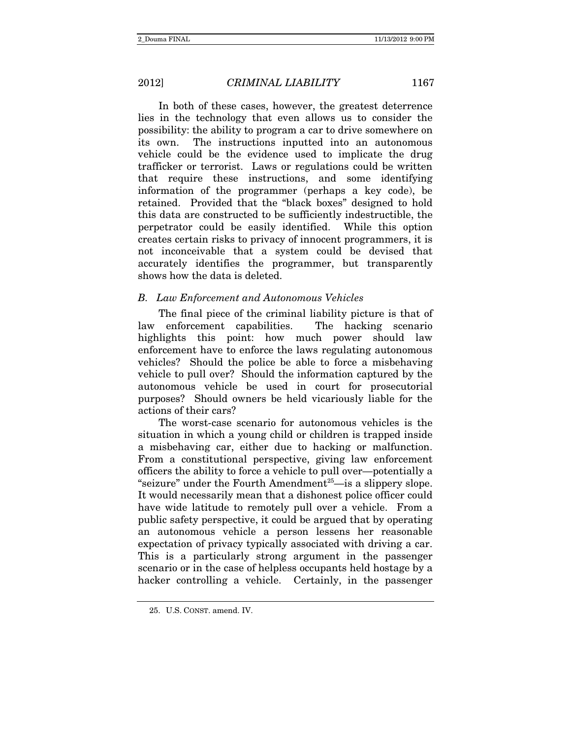In both of these cases, however, the greatest deterrence lies in the technology that even allows us to consider the possibility: the ability to program a car to drive somewhere on its own. The instructions inputted into an autonomous vehicle could be the evidence used to implicate the drug trafficker or terrorist. Laws or regulations could be written that require these instructions, and some identifying information of the programmer (perhaps a key code), be retained. Provided that the "black boxes" designed to hold this data are constructed to be sufficiently indestructible, the perpetrator could be easily identified. While this option creates certain risks to privacy of innocent programmers, it is not inconceivable that a system could be devised that accurately identifies the programmer, but transparently shows how the data is deleted.

### *B. Law Enforcement and Autonomous Vehicles*

The final piece of the criminal liability picture is that of law enforcement capabilities. The hacking scenario highlights this point: how much power should law enforcement have to enforce the laws regulating autonomous vehicles? Should the police be able to force a misbehaving vehicle to pull over? Should the information captured by the autonomous vehicle be used in court for prosecutorial purposes? Should owners be held vicariously liable for the actions of their cars?

The worst-case scenario for autonomous vehicles is the situation in which a young child or children is trapped inside a misbehaving car, either due to hacking or malfunction. From a constitutional perspective, giving law enforcement officers the ability to force a vehicle to pull over—potentially a "seizure" under the Fourth Amendment[25]—is a slippery slope. It would necessarily mean that a dishonest police officer could have wide latitude to remotely pull over a vehicle. From a public safety perspective, it could be argued that by operating an autonomous vehicle a person lessens her reasonable expectation of privacy typically associated with driving a car. This is a particularly strong argument in the passenger scenario or in the case of helpless occupants held hostage by a hacker controlling a vehicle. Certainly, in the passenger

25. U.S. CONST. amend. IV.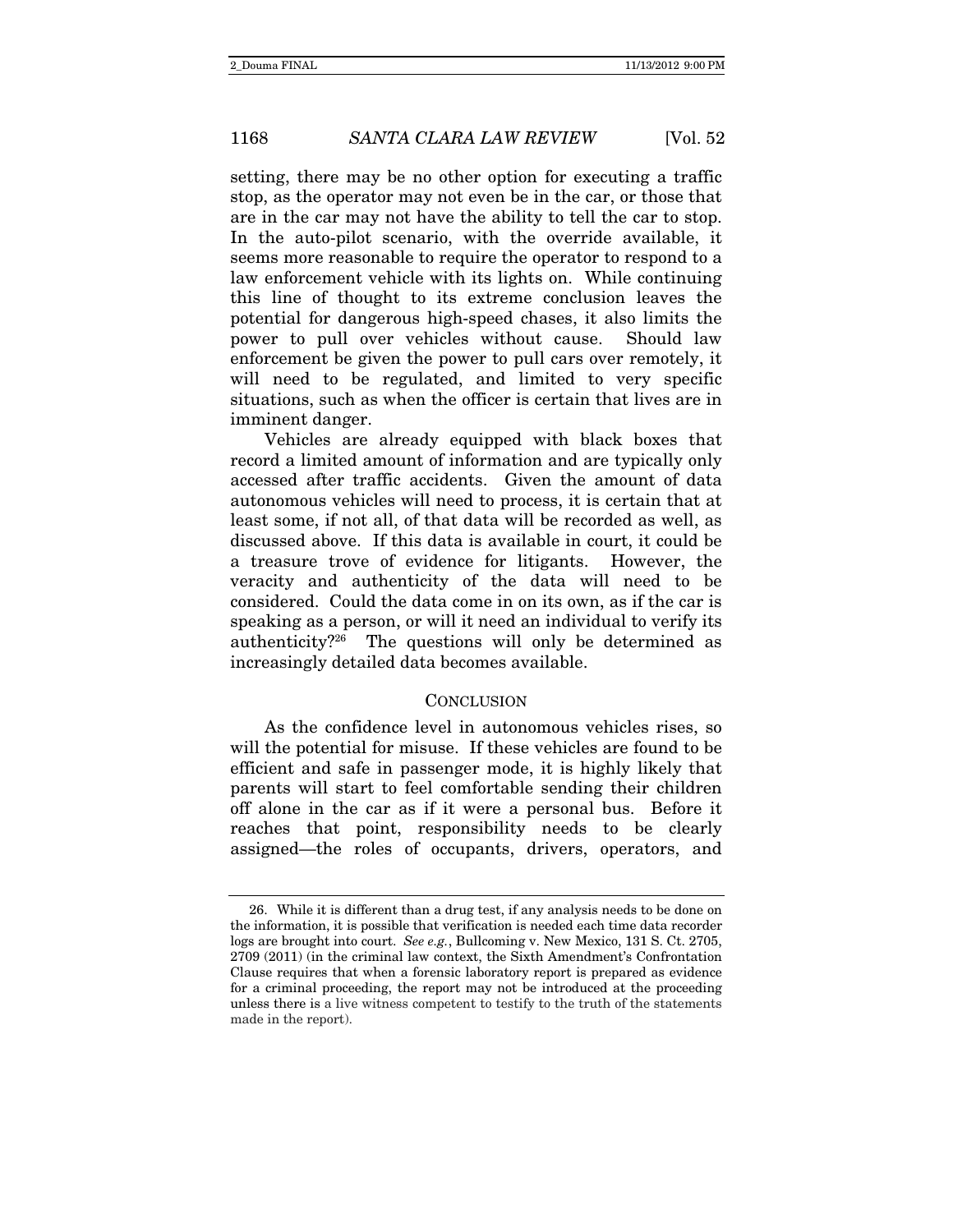setting, there may be no other option for executing a traffic stop, as the operator may not even be in the car, or those that are in the car may not have the ability to tell the car to stop. In the auto-pilot scenario, with the override available, it seems more reasonable to require the operator to respond to a law enforcement vehicle with its lights on. While continuing this line of thought to its extreme conclusion leaves the potential for dangerous high-speed chases, it also limits the power to pull over vehicles without cause. Should law enforcement be given the power to pull cars over remotely, it will need to be regulated, and limited to very specific situations, such as when the officer is certain that lives are in imminent danger.

Vehicles are already equipped with black boxes that record a limited amount of information and are typically only accessed after traffic accidents. Given the amount of data autonomous vehicles will need to process, it is certain that at least some, if not all, of that data will be recorded as well, as discussed above. If this data is available in court, it could be a treasure trove of evidence for litigants. However, the veracity and authenticity of the data will need to be considered. Could the data come in on its own, as if the car is speaking as a person, or will it need an individual to verify its authenticity?[26] The questions will only be determined as increasingly detailed data becomes available.

## CONCLUSION

As the confidence level in autonomous vehicles rises, so will the potential for misuse. If these vehicles are found to be efficient and safe in passenger mode, it is highly likely that parents will start to feel comfortable sending their children off alone in the car as if it were a personal bus. Before it reaches that point, responsibility needs to be clearly assigned—the roles of occupants, drivers, operators, and

---

26. While it is different than a drug test, if any analysis needs to be done on the information, it is possible that verification is needed each time data recorder logs are brought into court. *See e.g.*, Bullcoming v. New Mexico, 131 S. Ct. 2705, 2709 (2011) (in the criminal law context, the Sixth Amendment's Confrontation Clause requires that when a forensic laboratory report is prepared as evidence for a criminal proceeding, the report may not be introduced at the proceeding unless there is a live witness competent to testify to the truth of the statements made in the report).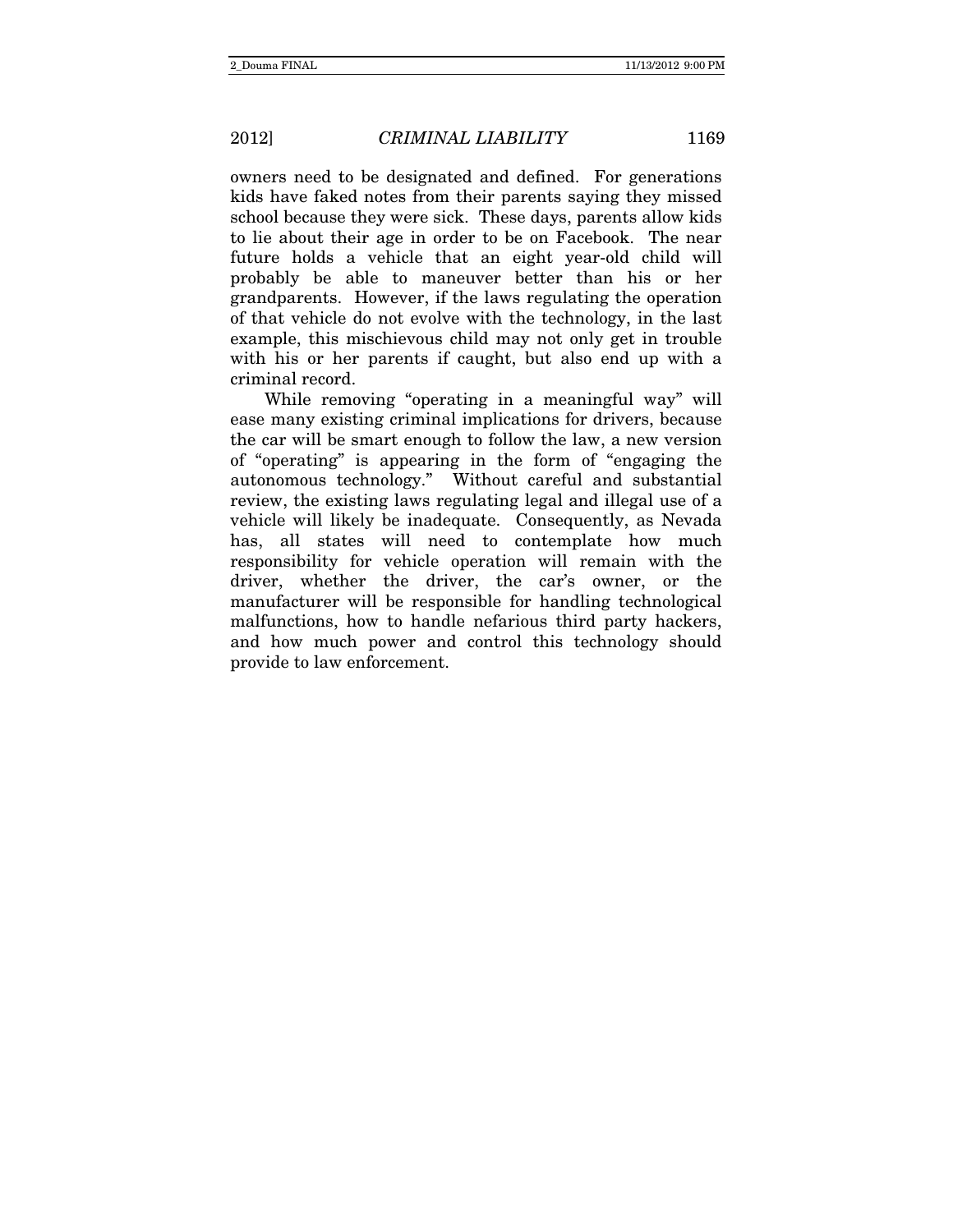owners need to be designated and defined. For generations kids have faked notes from their parents saying they missed school because they were sick. These days, parents allow kids to lie about their age in order to be on Facebook. The near future holds a vehicle that an eight year-old child will probably be able to maneuver better than his or her grandparents. However, if the laws regulating the operation of that vehicle do not evolve with the technology, in the last example, this mischievous child may not only get in trouble with his or her parents if caught, but also end up with a criminal record.

While removing "operating in a meaningful way" will ease many existing criminal implications for drivers, because the car will be smart enough to follow the law, a new version of "operating" is appearing in the form of "engaging the autonomous technology." Without careful and substantial review, the existing laws regulating legal and illegal use of a vehicle will likely be inadequate. Consequently, as Nevada has, all states will need to contemplate how much responsibility for vehicle operation will remain with the driver, whether the driver, the car's owner, or the manufacturer will be responsible for handling technological malfunctions, how to handle nefarious third party hackers, and how much power and control this technology should provide to law enforcement.